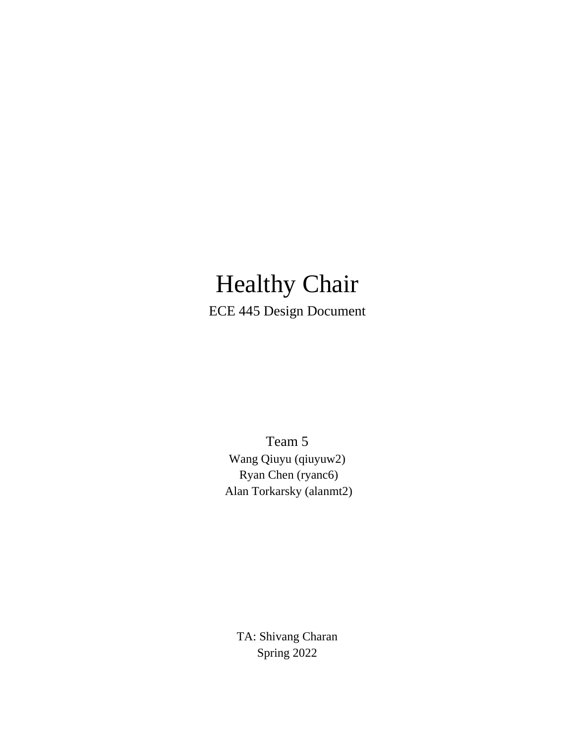# Healthy Chair

ECE 445 Design Document

Team 5

Wang Qiuyu (qiuyuw2)

Ryan Chen (ryanc6)

Alan Torkarsky (alanmt2)

TA: Shivang Charan

Spring 2022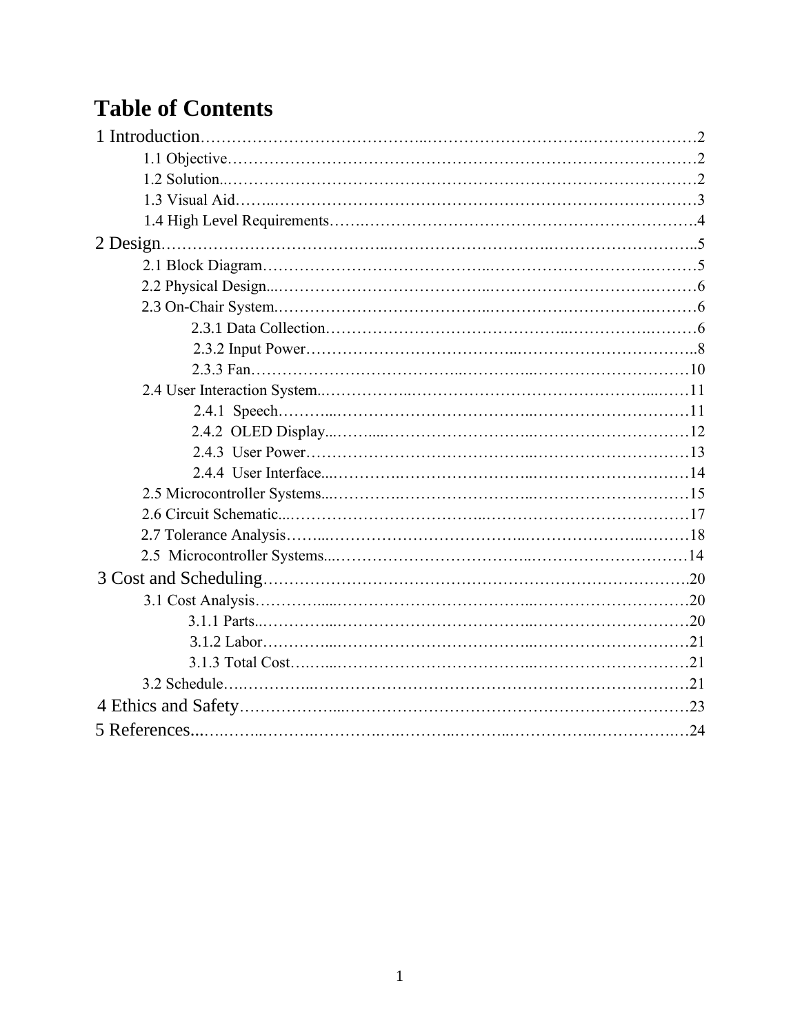# Table of Contents

1 Introduction……………………………………………………………………………2
- 1.1 Objective……………………………………………………………………………2
- 1.2 Solution……………………………………………………………………………2
- 1.3 Visual Aid…………………………………………………………………………3
- 1.4 High Level Requirements…………………………………………………………4

2 Design……………………………………………………………………………………5
- 2.1 Block Diagram……………………………………………………………………5
- 2.2 Physical Design……………………………………………………………………6
- 2.3 On-Chair System……………………………………………………………………6
  - 2.3.1 Data Collection………………………………………………………………6
  - 2.3.2 Input Power……………………………………………………………………8
  - 2.3.3 Fan……………………………………………………………………………10
- 2.4 User Interaction System……………………………………………………………11
  - 2.4.1 Speech…………………………………………………………………………11
  - 2.4.2 OLED Display…………………………………………………………………12
  - 2.4.3 User Power……………………………………………………………………13
  - 2.4.4 User Interface…………………………………………………………………14
- 2.5 Microcontroller Systems……………………………………………………………15
- 2.6 Circuit Schematic……………………………………………………………………17
- 2.7 Tolerance Analysis…………………………………………………………………18
- 2.5 Microcontroller Systems……………………………………………………………14

3 Cost and Scheduling……………………………………………………………………20
- 3.1 Cost Analysis………………………………………………………………………20
  - 3.1.1 Parts……………………………………………………………………………20
  - 3.1.2 Labor……………………………………………………………………………21
  - 3.1.3 Total Cost………………………………………………………………………21
- 3.2 Schedule……………………………………………………………………………21

4 Ethics and Safety…………………………………………………………………………23

5 References…………………………………………………………………………………24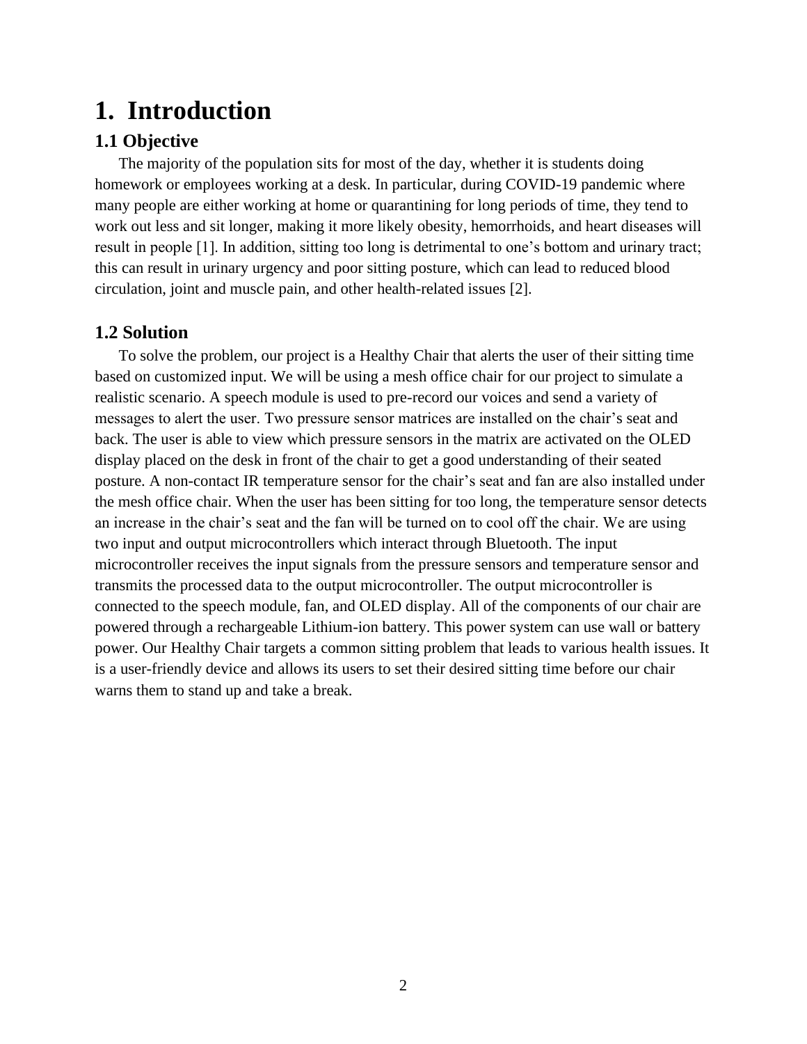# 1. Introduction

## 1.1 Objective

The majority of the population sits for most of the day, whether it is students doing homework or employees working at a desk. In particular, during COVID-19 pandemic where many people are either working at home or quarantining for long periods of time, they tend to work out less and sit longer, making it more likely obesity, hemorrhoids, and heart diseases will result in people [1]. In addition, sitting too long is detrimental to one's bottom and urinary tract; this can result in urinary urgency and poor sitting posture, which can lead to reduced blood circulation, joint and muscle pain, and other health-related issues [2].

## 1.2 Solution

To solve the problem, our project is a Healthy Chair that alerts the user of their sitting time based on customized input. We will be using a mesh office chair for our project to simulate a realistic scenario. A speech module is used to pre-record our voices and send a variety of messages to alert the user. Two pressure sensor matrices are installed on the chair's seat and back. The user is able to view which pressure sensors in the matrix are activated on the OLED display placed on the desk in front of the chair to get a good understanding of their seated posture. A non-contact IR temperature sensor for the chair's seat and fan are also installed under the mesh office chair. When the user has been sitting for too long, the temperature sensor detects an increase in the chair's seat and the fan will be turned on to cool off the chair. We are using two input and output microcontrollers which interact through Bluetooth. The input microcontroller receives the input signals from the pressure sensors and temperature sensor and transmits the processed data to the output microcontroller. The output microcontroller is connected to the speech module, fan, and OLED display. All of the components of our chair are powered through a rechargeable Lithium-ion battery. This power system can use wall or battery power. Our Healthy Chair targets a common sitting problem that leads to various health issues. It is a user-friendly device and allows its users to set their desired sitting time before our chair warns them to stand up and take a break.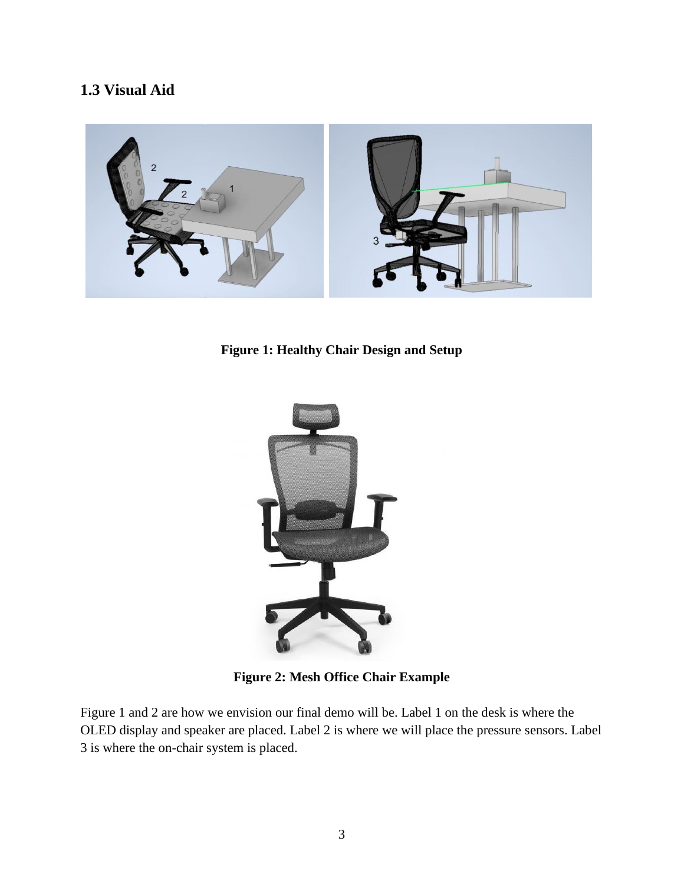## 1.3 Visual Aid

**Figure 1: Healthy Chair Design and Setup**

**Figure 2: Mesh Office Chair Example**

Figure 1 and 2 are how we envision our final demo will be. Label 1 on the desk is where the OLED display and speaker are placed. Label 2 is where we will place the pressure sensors. Label 3 is where the on-chair system is placed.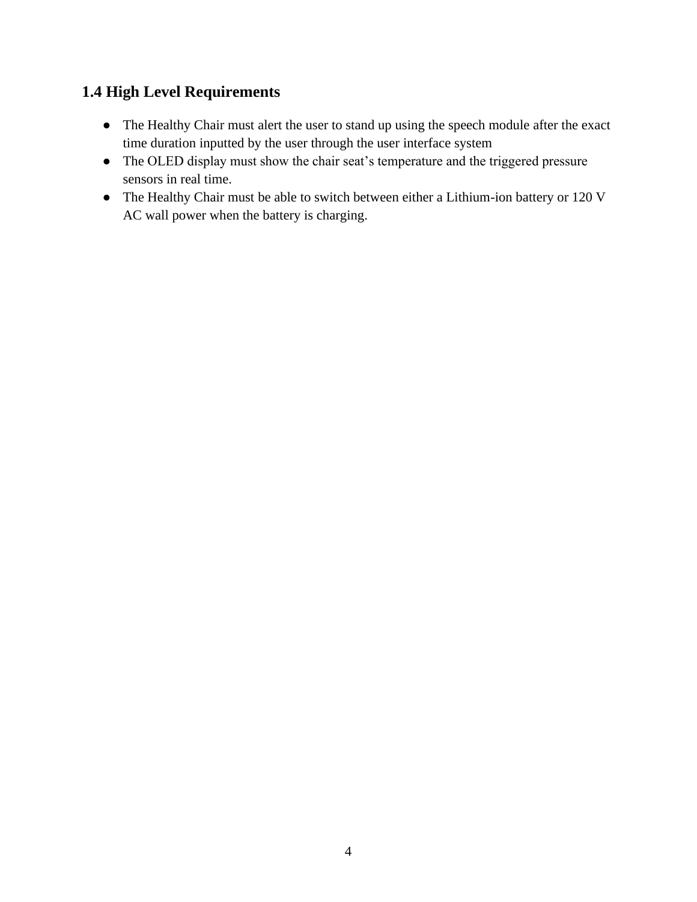### 1.4 High Level Requirements

- The Healthy Chair must alert the user to stand up using the speech module after the exact time duration inputted by the user through the user interface system
- The OLED display must show the chair seat's temperature and the triggered pressure sensors in real time.
- The Healthy Chair must be able to switch between either a Lithium-ion battery or 120 V AC wall power when the battery is charging.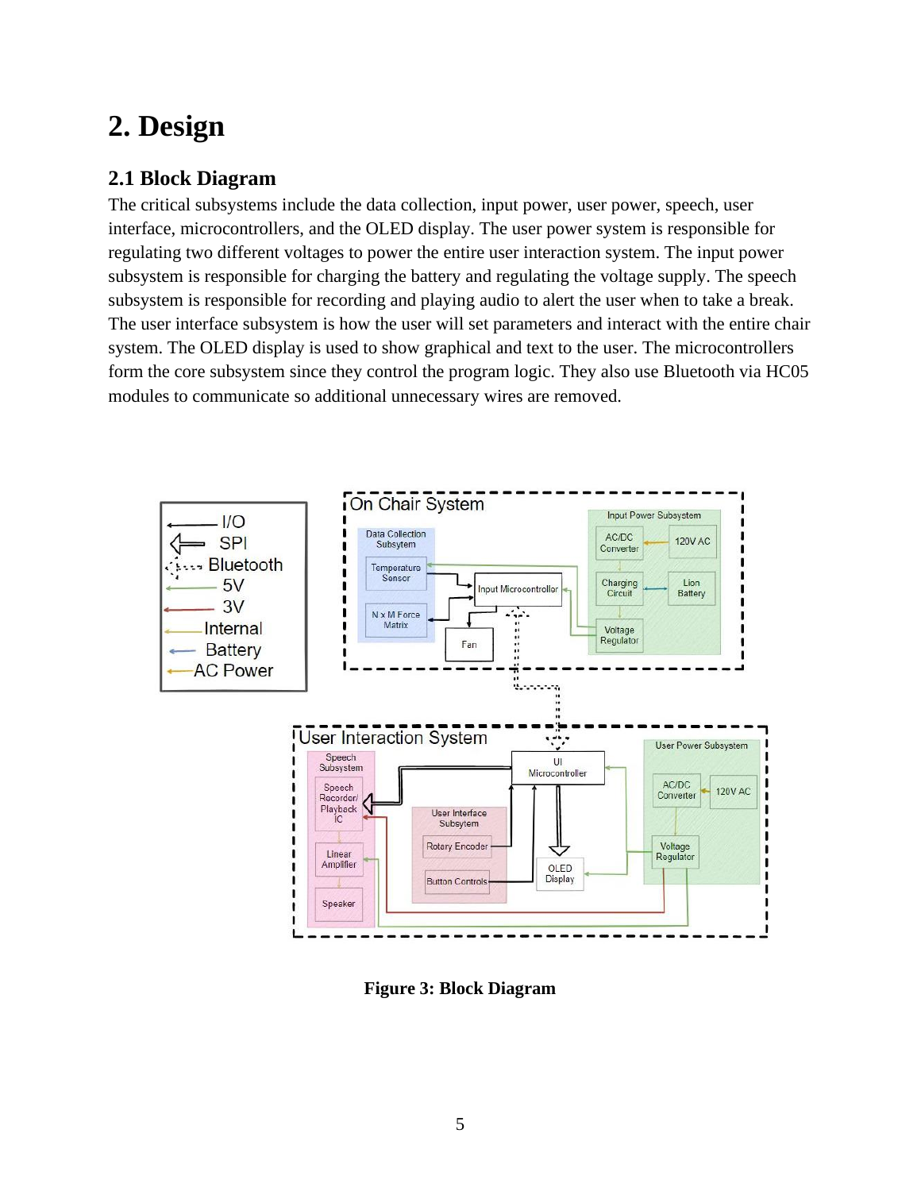# 2. Design

## 2.1 Block Diagram

The critical subsystems include the data collection, input power, user power, speech, user interface, microcontrollers, and the OLED display. The user power system is responsible for regulating two different voltages to power the entire user interaction system. The input power subsystem is responsible for charging the battery and regulating the voltage supply. The speech subsystem is responsible for recording and playing audio to alert the user when to take a break. The user interface subsystem is how the user will set parameters and interact with the entire chair system. The OLED display is used to show graphical and text to the user. The microcontrollers form the core subsystem since they control the program logic. They also use Bluetooth via HC05 modules to communicate so additional unnecessary wires are removed.

**Figure 3: Block Diagram**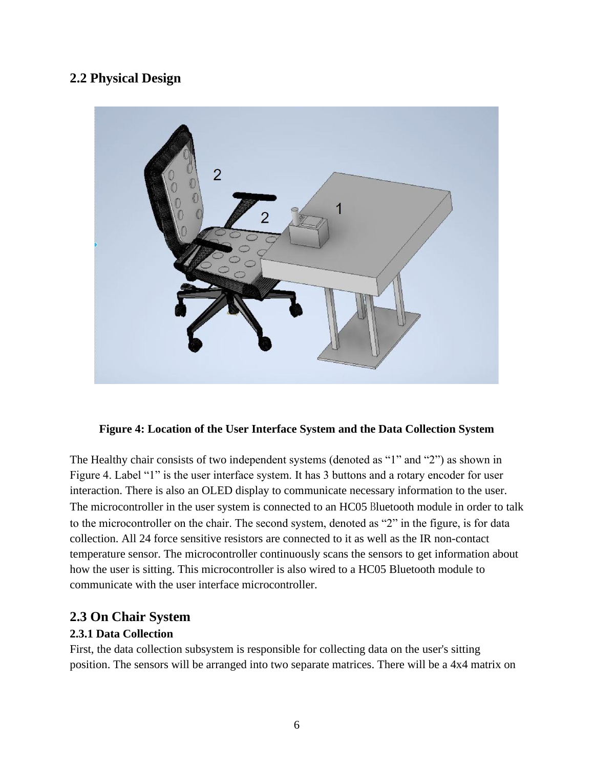## 2.2 Physical Design

**Figure 4: Location of the User Interface System and the Data Collection System**

The Healthy chair consists of two independent systems (denoted as "1" and "2") as shown in Figure 4. Label "1" is the user interface system. It has 3 buttons and a rotary encoder for user interaction. There is also an OLED display to communicate necessary information to the user. The microcontroller in the user system is connected to an HC05 Bluetooth module in order to talk to the microcontroller on the chair. The second system, denoted as "2" in the figure, is for data collection. All 24 force sensitive resistors are connected to it as well as the IR non-contact temperature sensor. The microcontroller continuously scans the sensors to get information about how the user is sitting. This microcontroller is also wired to a HC05 Bluetooth module to communicate with the user interface microcontroller.

## 2.3 On Chair System

### 2.3.1 Data Collection

First, the data collection subsystem is responsible for collecting data on the user's sitting position. The sensors will be arranged into two separate matrices. There will be a 4x4 matrix on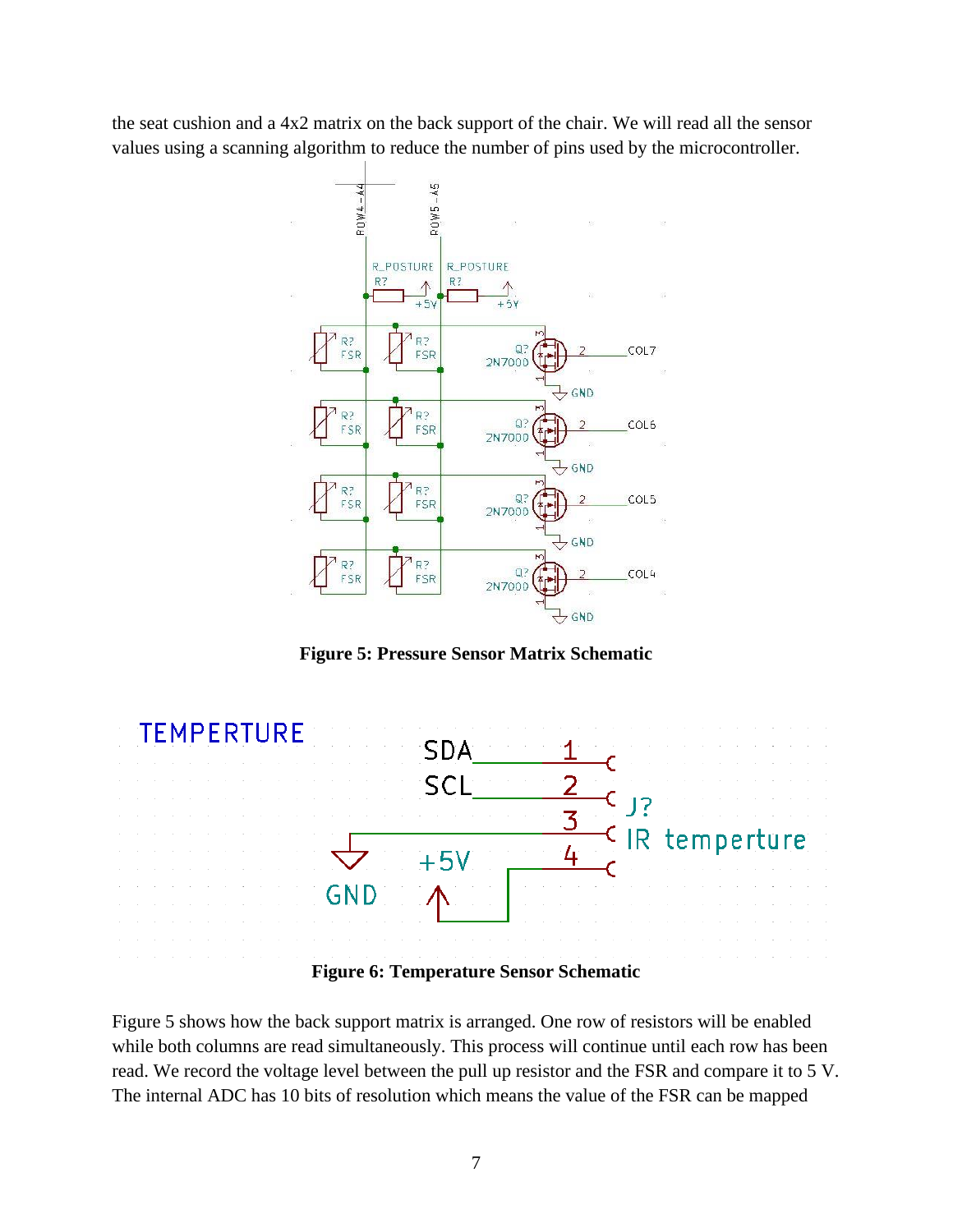the seat cushion and a 4x2 matrix on the back support of the chair. We will read all the sensor values using a scanning algorithm to reduce the number of pins used by the microcontroller.

**Figure 5: Pressure Sensor Matrix Schematic**

**Figure 6: Temperature Sensor Schematic**

Figure 5 shows how the back support matrix is arranged. One row of resistors will be enabled while both columns are read simultaneously. This process will continue until each row has been read. We record the voltage level between the pull up resistor and the FSR and compare it to 5 V. The internal ADC has 10 bits of resolution which means the value of the FSR can be mapped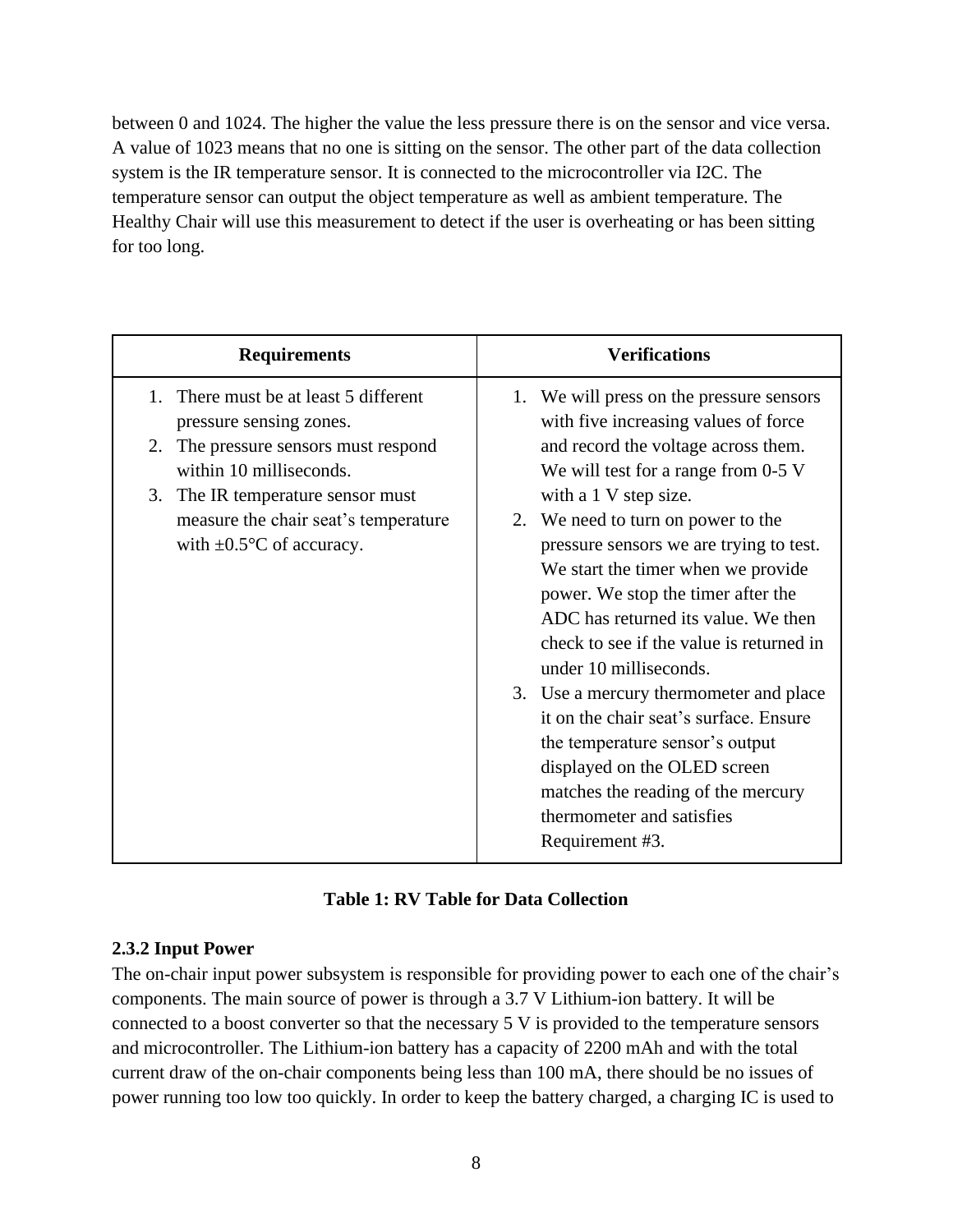between 0 and 1024. The higher the value the less pressure there is on the sensor and vice versa. A value of 1023 means that no one is sitting on the sensor. The other part of the data collection system is the IR temperature sensor. It is connected to the microcontroller via I2C. The temperature sensor can output the object temperature as well as ambient temperature. The Healthy Chair will use this measurement to detect if the user is overheating or has been sitting for too long.

| Requirements | Verifications |
| --- | --- |
| 1. There must be at least 5 different pressure sensing zones.<br>2. The pressure sensors must respond within 10 milliseconds.<br>3. The IR temperature sensor must measure the chair seat's temperature with ±0.5°C of accuracy. | 1. We will press on the pressure sensors with five increasing values of force and record the voltage across them. We will test for a range from 0-5 V with a 1 V step size.<br>2. We need to turn on power to the pressure sensors we are trying to test. We start the timer when we provide power. We stop the timer after the ADC has returned its value. We then check to see if the value is returned in under 10 milliseconds.<br>3. Use a mercury thermometer and place it on the chair seat's surface. Ensure the temperature sensor's output displayed on the OLED screen matches the reading of the mercury thermometer and satisfies Requirement #3. |

**Table 1: RV Table for Data Collection**

**2.3.2 Input Power**

The on-chair input power subsystem is responsible for providing power to each one of the chair's components. The main source of power is through a 3.7 V Lithium-ion battery. It will be connected to a boost converter so that the necessary 5 V is provided to the temperature sensors and microcontroller. The Lithium-ion battery has a capacity of 2200 mAh and with the total current draw of the on-chair components being less than 100 mA, there should be no issues of power running too low too quickly. In order to keep the battery charged, a charging IC is used to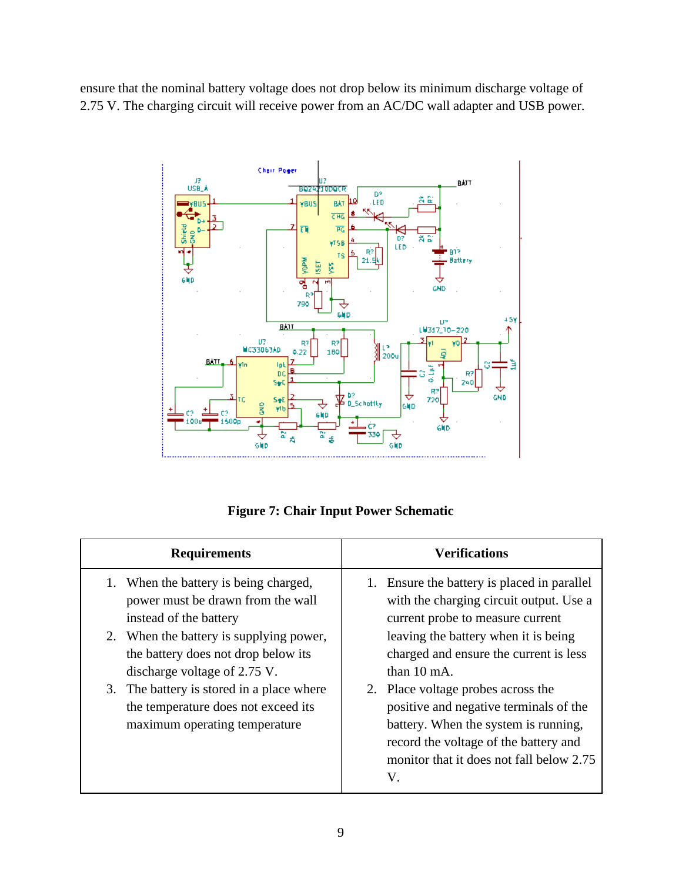ensure that the nominal battery voltage does not drop below its minimum discharge voltage of 2.75 V. The charging circuit will receive power from an AC/DC wall adapter and USB power.

**Figure 7: Chair Input Power Schematic**

| Requirements | Verifications |
| --- | --- |
| 1. When the battery is being charged, power must be drawn from the wall instead of the battery<br>2. When the battery is supplying power, the battery does not drop below its discharge voltage of 2.75 V.<br>3. The battery is stored in a place where the temperature does not exceed its maximum operating temperature | 1. Ensure the battery is placed in parallel with the charging circuit output. Use a current probe to measure current leaving the battery when it is being charged and ensure the current is less than 10 mA.<br>2. Place voltage probes across the positive and negative terminals of the battery. When the system is running, record the voltage of the battery and monitor that it does not fall below 2.75 V. |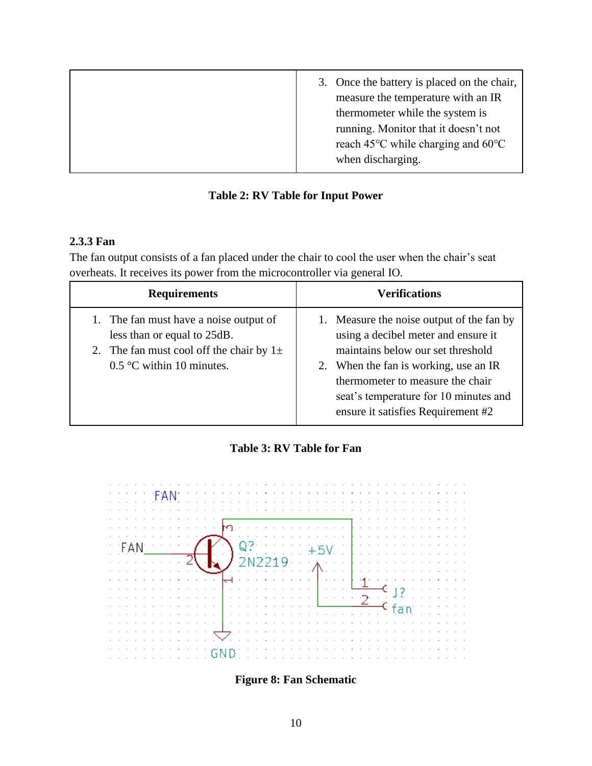|  | 3. Once the battery is placed on the chair, measure the temperature with an IR thermometer while the system is running. Monitor that it doesn't not reach 45°C while charging and 60°C when discharging. |
|---|---|

**Table 2: RV Table for Input Power**

### 2.3.3 Fan

The fan output consists of a fan placed under the chair to cool the user when the chair's seat overheats. It receives its power from the microcontroller via general IO.

| Requirements | Verifications |
|---|---|
| 1. The fan must have a noise output of less than or equal to 25dB.<br>2. The fan must cool off the chair by 1± 0.5 °C within 10 minutes. | 1. Measure the noise output of the fan by using a decibel meter and ensure it maintains below our set threshold<br>2. When the fan is working, use an IR thermometer to measure the chair seat's temperature for 10 minutes and ensure it satisfies Requirement #2 |

**Table 3: RV Table for Fan**

**Figure 8: Fan Schematic**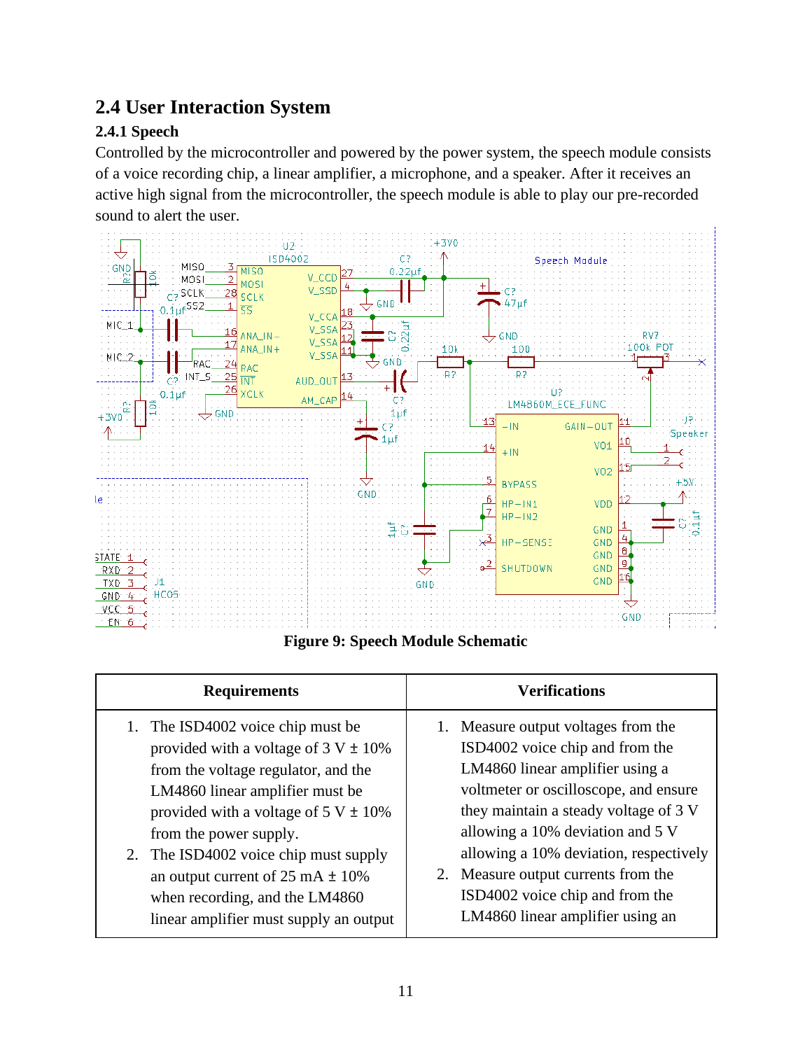## 2.4 User Interaction System

### 2.4.1 Speech

Controlled by the microcontroller and powered by the power system, the speech module consists of a voice recording chip, a linear amplifier, a microphone, and a speaker. After it receives an active high signal from the microcontroller, the speech module is able to play our pre-recorded sound to alert the user.

**Figure 9: Speech Module Schematic**

| Requirements | Verifications |
| --- | --- |
| 1. The ISD4002 voice chip must be provided with a voltage of 3 V ± 10% from the voltage regulator, and the LM4860 linear amplifier must be provided with a voltage of 5 V ± 10% from the power supply.<br>2. The ISD4002 voice chip must supply an output current of 25 mA ± 10% when recording, and the LM4860 linear amplifier must supply an output | 1. Measure output voltages from the ISD4002 voice chip and from the LM4860 linear amplifier using a voltmeter or oscilloscope, and ensure they maintain a steady voltage of 3 V allowing a 10% deviation and 5 V allowing a 10% deviation, respectively<br>2. Measure output currents from the ISD4002 voice chip and from the LM4860 linear amplifier using an |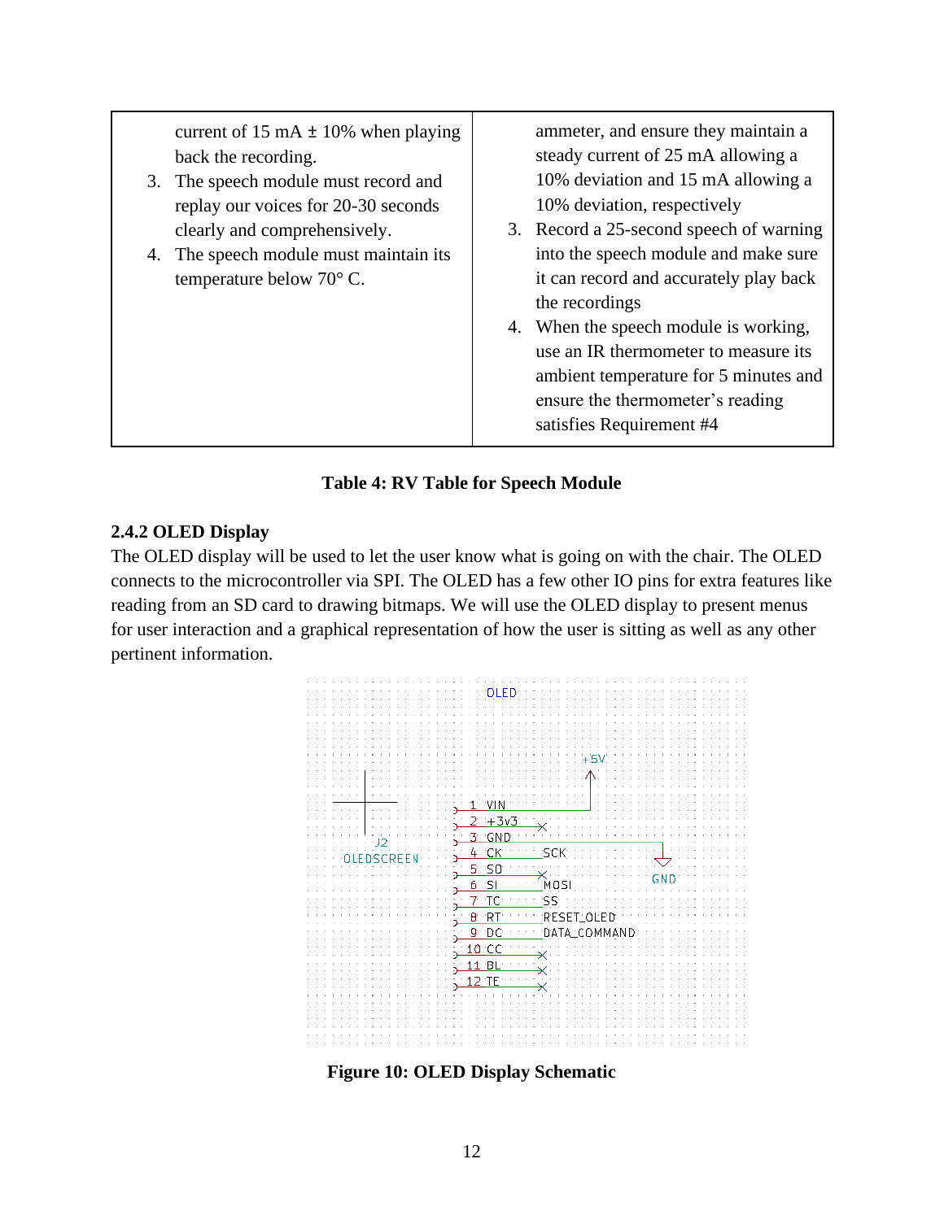| | |
|---|---|
| current of 15 mA ± 10% when playing back the recording.<br>3. The speech module must record and replay our voices for 20-30 seconds clearly and comprehensively.<br>4. The speech module must maintain its temperature below 70° C. | ammeter, and ensure they maintain a steady current of 25 mA allowing a 10% deviation and 15 mA allowing a 10% deviation, respectively<br>3. Record a 25-second speech of warning into the speech module and make sure it can record and accurately play back the recordings<br>4. When the speech module is working, use an IR thermometer to measure its ambient temperature for 5 minutes and ensure the thermometer's reading satisfies Requirement #4 |

**Table 4: RV Table for Speech Module**

### 2.4.2 OLED Display

The OLED display will be used to let the user know what is going on with the chair. The OLED connects to the microcontroller via SPI. The OLED has a few other IO pins for extra features like reading from an SD card to drawing bitmaps. We will use the OLED display to present menus for user interaction and a graphical representation of how the user is sitting as well as any other pertinent information.

**Figure 10: OLED Display Schematic**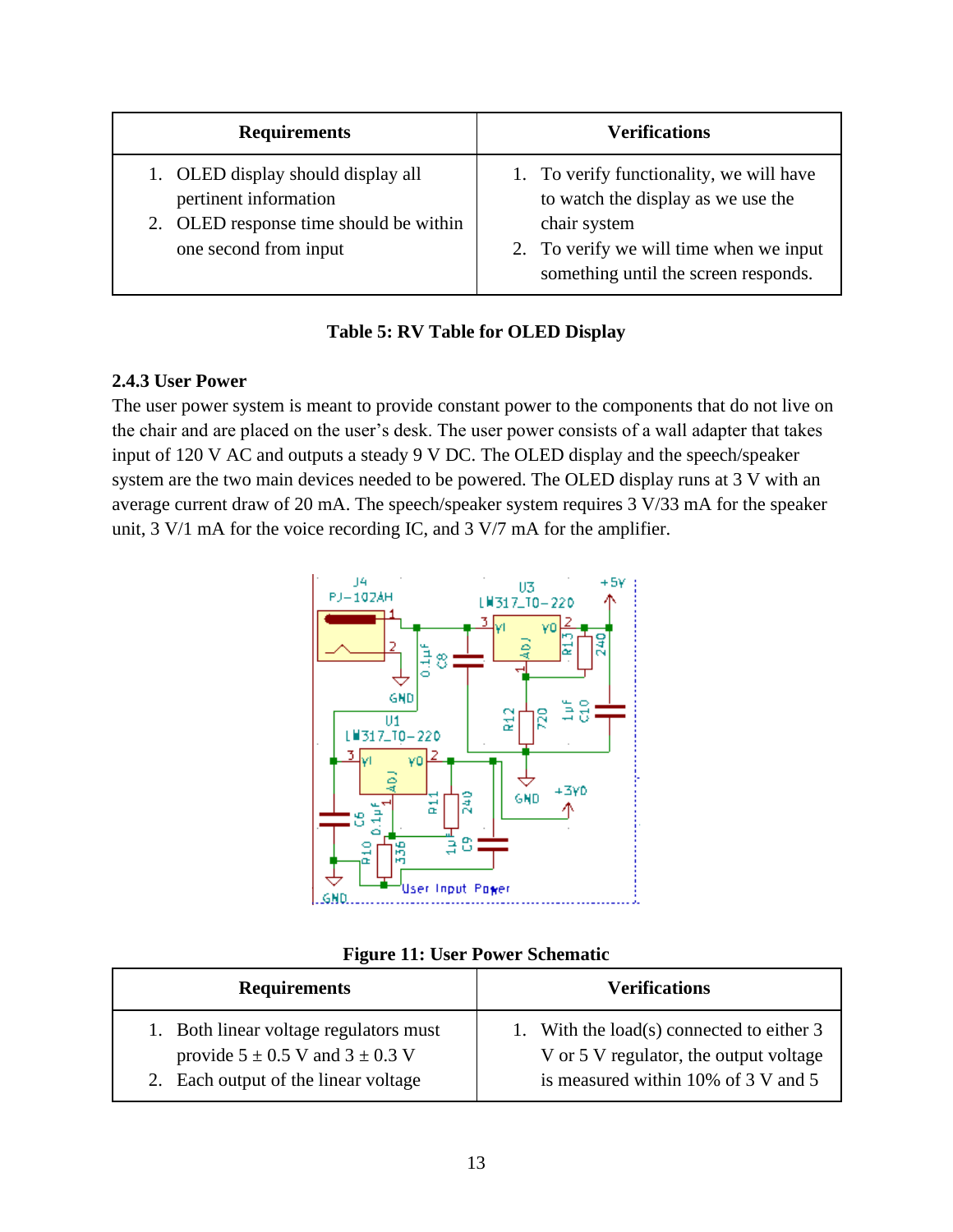| Requirements | Verifications |
|---|---|
| 1. OLED display should display all pertinent information<br>2. OLED response time should be within one second from input | 1. To verify functionality, we will have to watch the display as we use the chair system<br>2. To verify we will time when we input something until the screen responds. |

**Table 5: RV Table for OLED Display**

### 2.4.3 User Power

The user power system is meant to provide constant power to the components that do not live on the chair and are placed on the user's desk. The user power consists of a wall adapter that takes input of 120 V AC and outputs a steady 9 V DC. The OLED display and the speech/speaker system are the two main devices needed to be powered. The OLED display runs at 3 V with an average current draw of 20 mA. The speech/speaker system requires 3 V/33 mA for the speaker unit, 3 V/1 mA for the voice recording IC, and 3 V/7 mA for the amplifier.

**Figure 11: User Power Schematic**

| Requirements | Verifications |
|---|---|
| 1. Both linear voltage regulators must provide 5 ± 0.5 V and 3 ± 0.3 V<br>2. Each output of the linear voltage | 1. With the load(s) connected to either 3 V or 5 V regulator, the output voltage is measured within 10% of 3 V and 5 |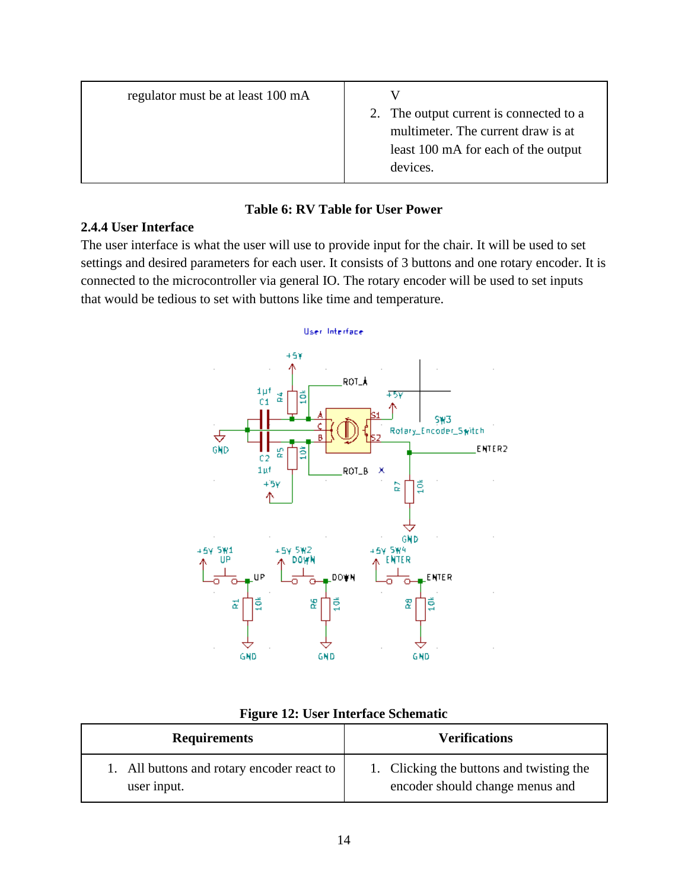| | |
|---|---|
| regulator must be at least 100 mA | V<br>2. The output current is connected to a multimeter. The current draw is at least 100 mA for each of the output devices. |

**Table 6: RV Table for User Power**

### 2.4.4 User Interface

The user interface is what the user will use to provide input for the chair. It will be used to set settings and desired parameters for each user. It consists of 3 buttons and one rotary encoder. It is connected to the microcontroller via general IO. The rotary encoder will be used to set inputs that would be tedious to set with buttons like time and temperature.

**Figure 12: User Interface Schematic**

| Requirements | Verifications |
|---|---|
| 1. All buttons and rotary encoder react to user input. | 1. Clicking the buttons and twisting the encoder should change menus and |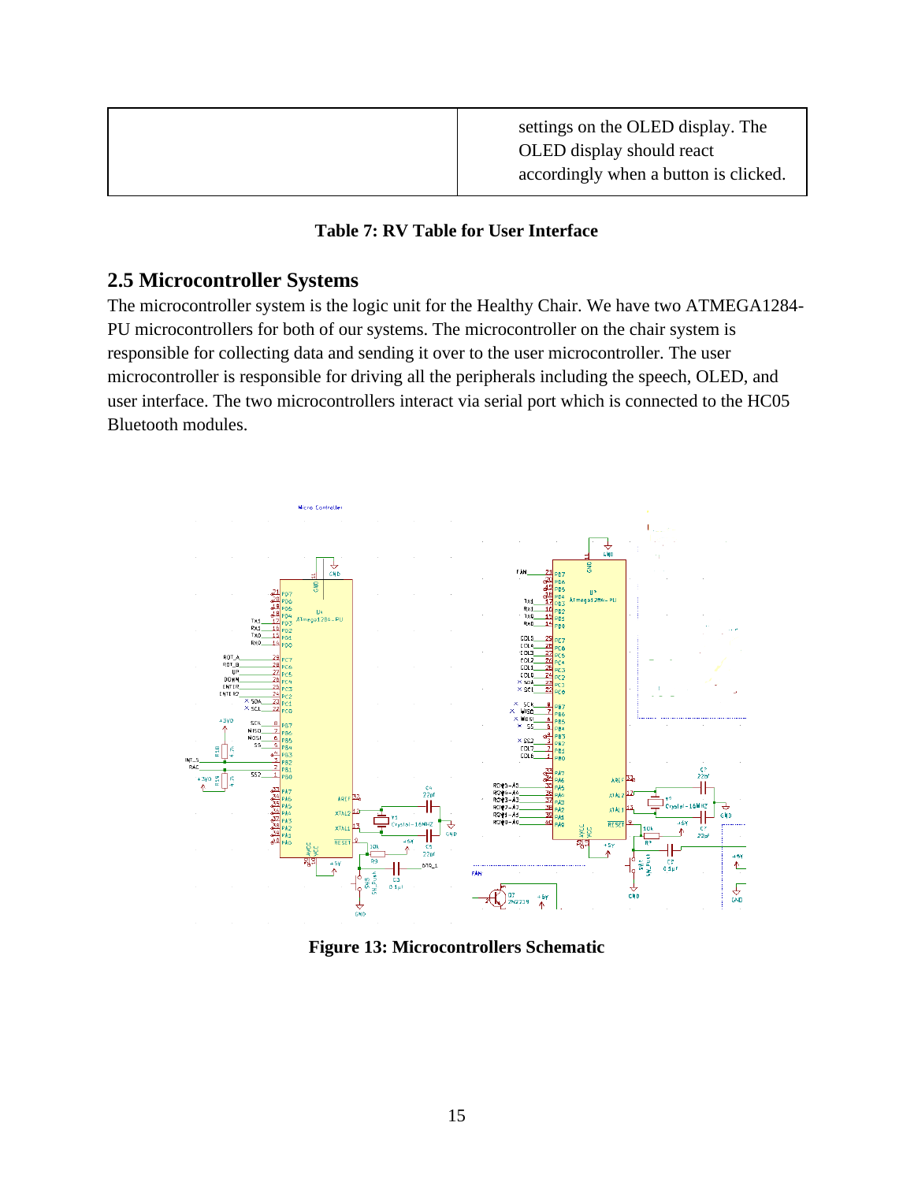|  | settings on the OLED display. The OLED display should react accordingly when a button is clicked. |
|---|---|

**Table 7: RV Table for User Interface**

## 2.5 Microcontroller Systems

The microcontroller system is the logic unit for the Healthy Chair. We have two ATMEGA1284-PU microcontrollers for both of our systems. The microcontroller on the chair system is responsible for collecting data and sending it over to the user microcontroller. The user microcontroller is responsible for driving all the peripherals including the speech, OLED, and user interface. The two microcontrollers interact via serial port which is connected to the HC05 Bluetooth modules.

**Figure 13: Microcontrollers Schematic**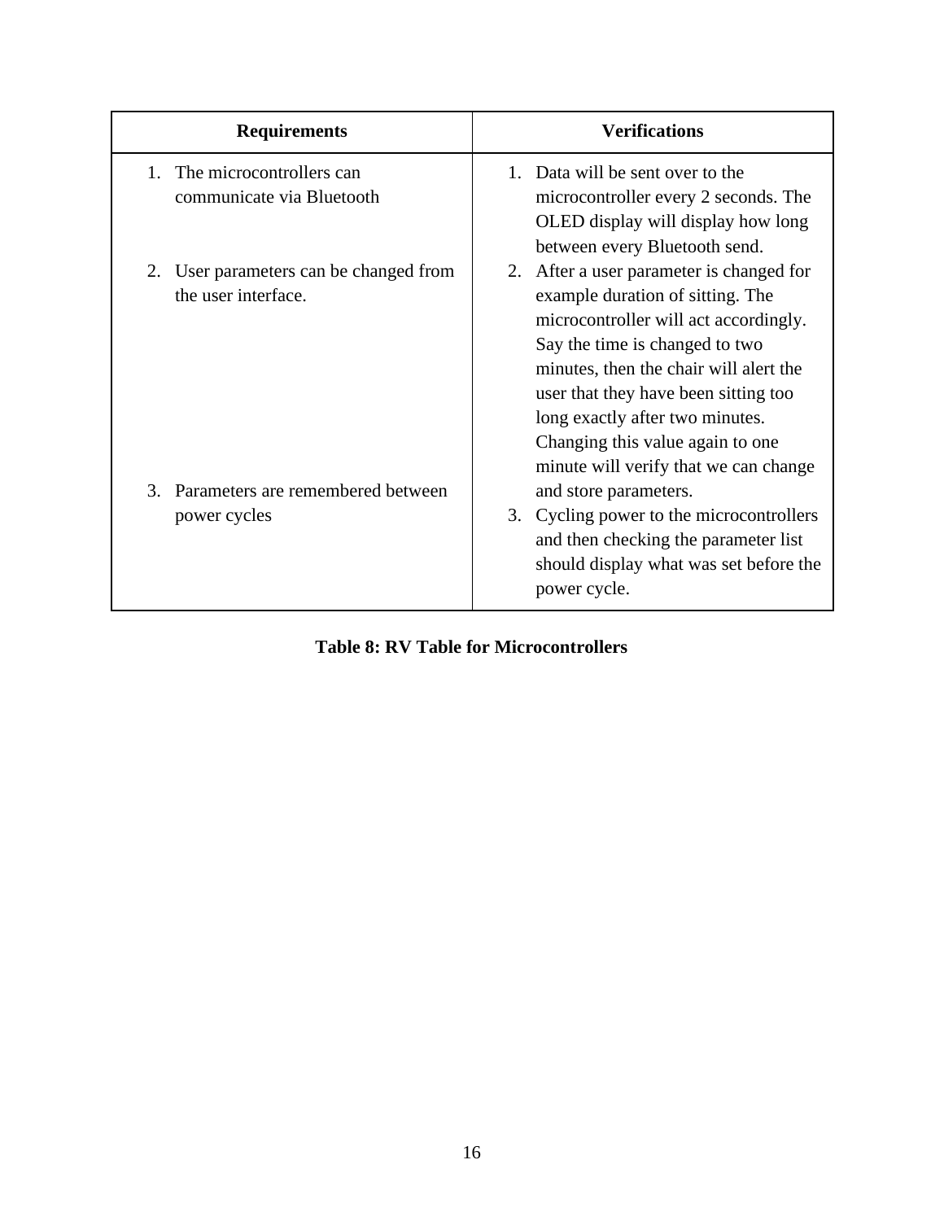| Requirements | Verifications |
| --- | --- |
| 1. The microcontrollers can communicate via Bluetooth | 1. Data will be sent over to the microcontroller every 2 seconds. The OLED display will display how long between every Bluetooth send. |
| 2. User parameters can be changed from the user interface. | 2. After a user parameter is changed for example duration of sitting. The microcontroller will act accordingly. Say the time is changed to two minutes, then the chair will alert the user that they have been sitting too long exactly after two minutes. Changing this value again to one minute will verify that we can change and store parameters. |
| 3. Parameters are remembered between power cycles | 3. Cycling power to the microcontrollers and then checking the parameter list should display what was set before the power cycle. |

**Table 8: RV Table for Microcontrollers**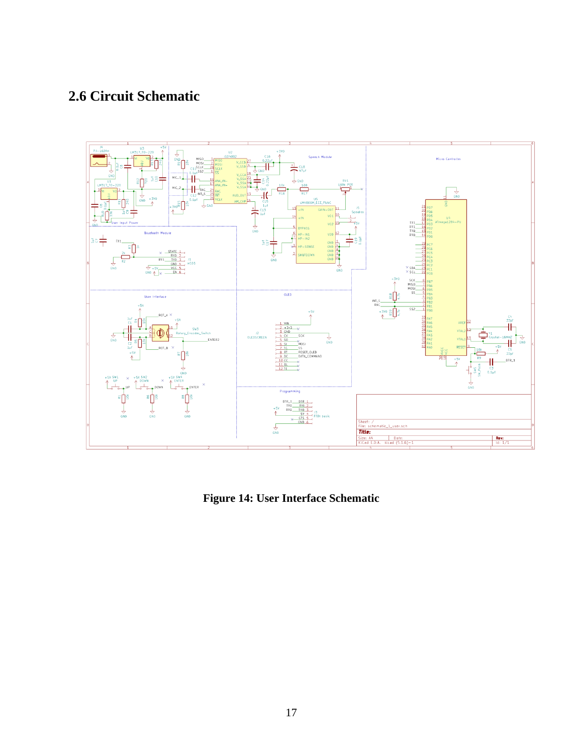## 2.6 Circuit Schematic

**Figure 14: User Interface Schematic**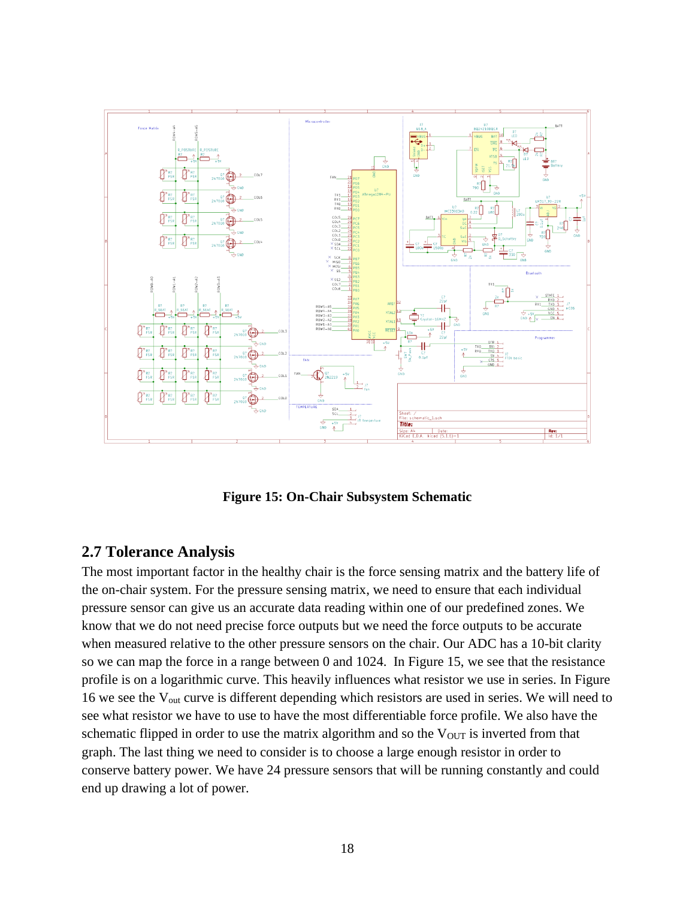Figure 15: On-Chair Subsystem Schematic

## 2.7 Tolerance Analysis

The most important factor in the healthy chair is the force sensing matrix and the battery life of the on-chair system. For the pressure sensing matrix, we need to ensure that each individual pressure sensor can give us an accurate data reading within one of our predefined zones. We know that we do not need precise force outputs but we need the force outputs to be accurate when measured relative to the other pressure sensors on the chair. Our ADC has a 10-bit clarity so we can map the force in a range between 0 and 1024. In Figure 15, we see that the resistance profile is on a logarithmic curve. This heavily influences what resistor we use in series. In Figure 16 we see the $V_{out}$ curve is different depending which resistors are used in series. We will need to see what resistor we have to use to have the most differentiable force profile. We also have the schematic flipped in order to use the matrix algorithm and so the $V_{OUT}$ is inverted from that graph. The last thing we need to consider is to choose a large enough resistor in order to conserve battery power. We have 24 pressure sensors that will be running constantly and could end up drawing a lot of power.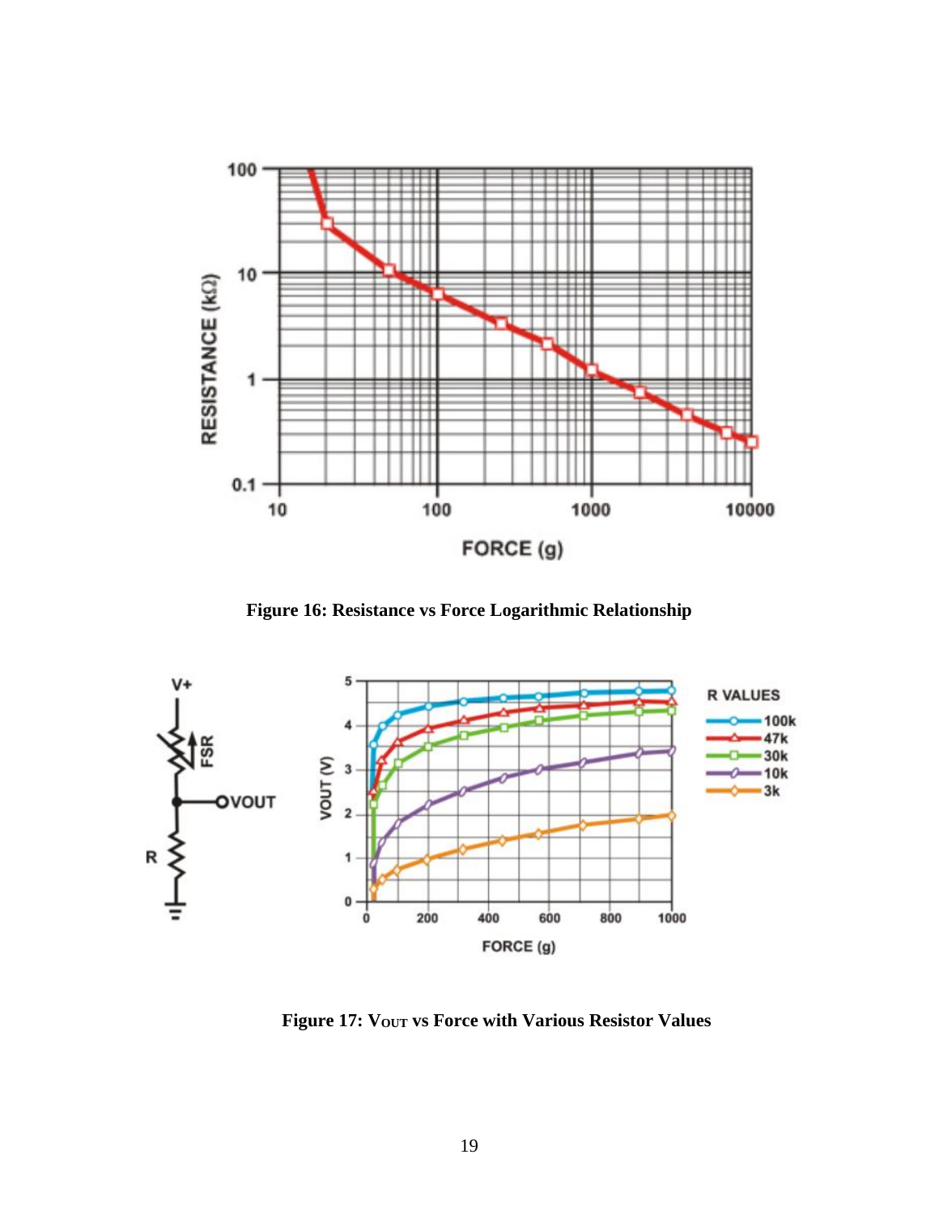**Figure 16: Resistance vs Force Logarithmic Relationship**

**Figure 17: $V_{OUT}$ vs Force with Various Resistor Values**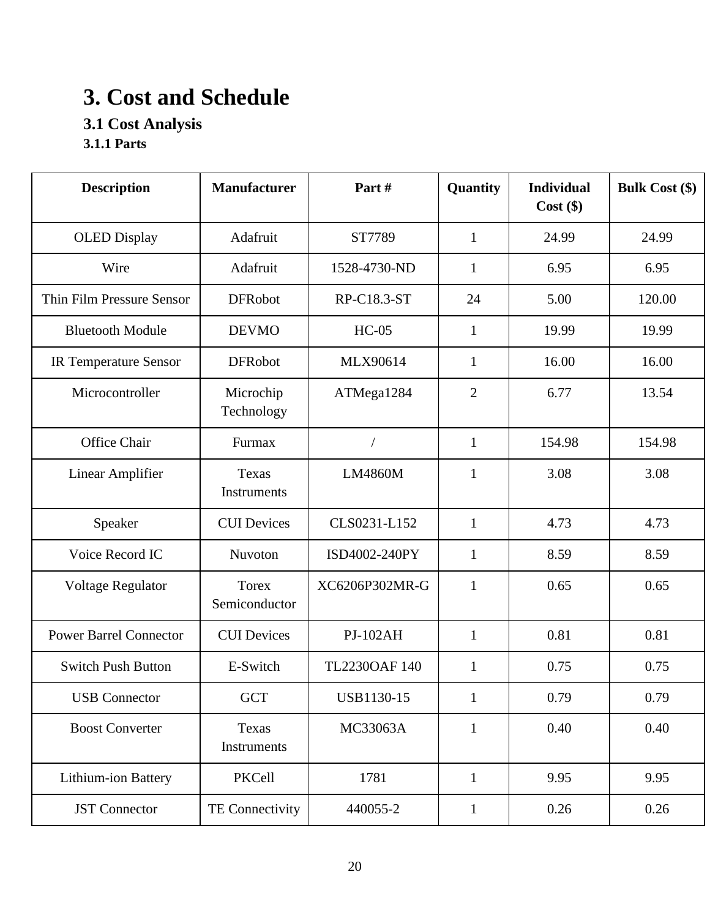# 3. Cost and Schedule

## 3.1 Cost Analysis

### 3.1.1 Parts

| Description | Manufacturer | Part # | Quantity | Individual Cost ($) | Bulk Cost ($) |
|---|---|---|---|---|---|
| OLED Display | Adafruit | ST7789 | 1 | 24.99 | 24.99 |
| Wire | Adafruit | 1528-4730-ND | 1 | 6.95 | 6.95 |
| Thin Film Pressure Sensor | DFRobot | RP-C18.3-ST | 24 | 5.00 | 120.00 |
| Bluetooth Module | DEVMO | HC-05 | 1 | 19.99 | 19.99 |
| IR Temperature Sensor | DFRobot | MLX90614 | 1 | 16.00 | 16.00 |
| Microcontroller | Microchip Technology | ATMega1284 | 2 | 6.77 | 13.54 |
| Office Chair | Furmax | / | 1 | 154.98 | 154.98 |
| Linear Amplifier | Texas Instruments | LM4860M | 1 | 3.08 | 3.08 |
| Speaker | CUI Devices | CLS0231-L152 | 1 | 4.73 | 4.73 |
| Voice Record IC | Nuvoton | ISD4002-240PY | 1 | 8.59 | 8.59 |
| Voltage Regulator | Torex Semiconductor | XC6206P302MR-G | 1 | 0.65 | 0.65 |
| Power Barrel Connector | CUI Devices | PJ-102AH | 1 | 0.81 | 0.81 |
| Switch Push Button | E-Switch | TL2230OAF 140 | 1 | 0.75 | 0.75 |
| USB Connector | GCT | USB1130-15 | 1 | 0.79 | 0.79 |
| Boost Converter | Texas Instruments | MC33063A | 1 | 0.40 | 0.40 |
| Lithium-ion Battery | PKCell | 1781 | 1 | 9.95 | 9.95 |
| JST Connector | TE Connectivity | 440055-2 | 1 | 0.26 | 0.26 |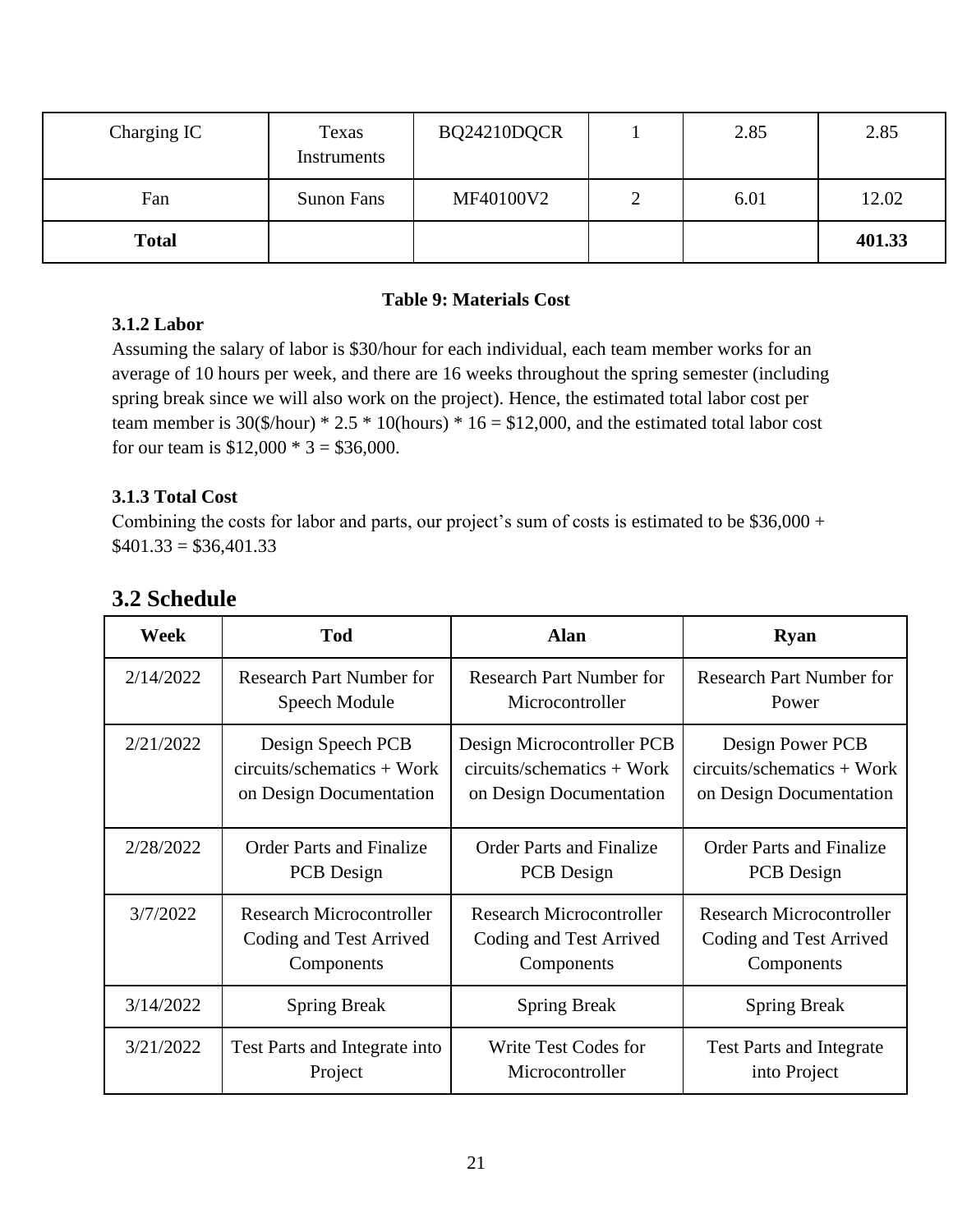| Charging IC | Texas Instruments | BQ24210DQCR | 1 | 2.85 | 2.85 |
|---|---|---|---|---|---|
| Fan | Sunon Fans | MF40100V2 | 2 | 6.01 | 12.02 |
| **Total** | | | | | **401.33** |

**Table 9: Materials Cost**

**3.1.2 Labor**

Assuming the salary of labor is $30/hour for each individual, each team member works for an average of 10 hours per week, and there are 16 weeks throughout the spring semester (including spring break since we will also work on the project). Hence, the estimated total labor cost per team member is 30($/hour) * 2.5 * 10(hours) * 16 = $12,000, and the estimated total labor cost for our team is $12,000 * 3 = $36,000.

**3.1.3 Total Cost**

Combining the costs for labor and parts, our project's sum of costs is estimated to be $36,000 + $401.33 = $36,401.33

## 3.2 Schedule

| Week | Tod | Alan | Ryan |
|---|---|---|---|
| 2/14/2022 | Research Part Number for Speech Module | Research Part Number for Microcontroller | Research Part Number for Power |
| 2/21/2022 | Design Speech PCB circuits/schematics + Work on Design Documentation | Design Microcontroller PCB circuits/schematics + Work on Design Documentation | Design Power PCB circuits/schematics + Work on Design Documentation |
| 2/28/2022 | Order Parts and Finalize PCB Design | Order Parts and Finalize PCB Design | Order Parts and Finalize PCB Design |
| 3/7/2022 | Research Microcontroller Coding and Test Arrived Components | Research Microcontroller Coding and Test Arrived Components | Research Microcontroller Coding and Test Arrived Components |
| 3/14/2022 | Spring Break | Spring Break | Spring Break |
| 3/21/2022 | Test Parts and Integrate into Project | Write Test Codes for Microcontroller | Test Parts and Integrate into Project |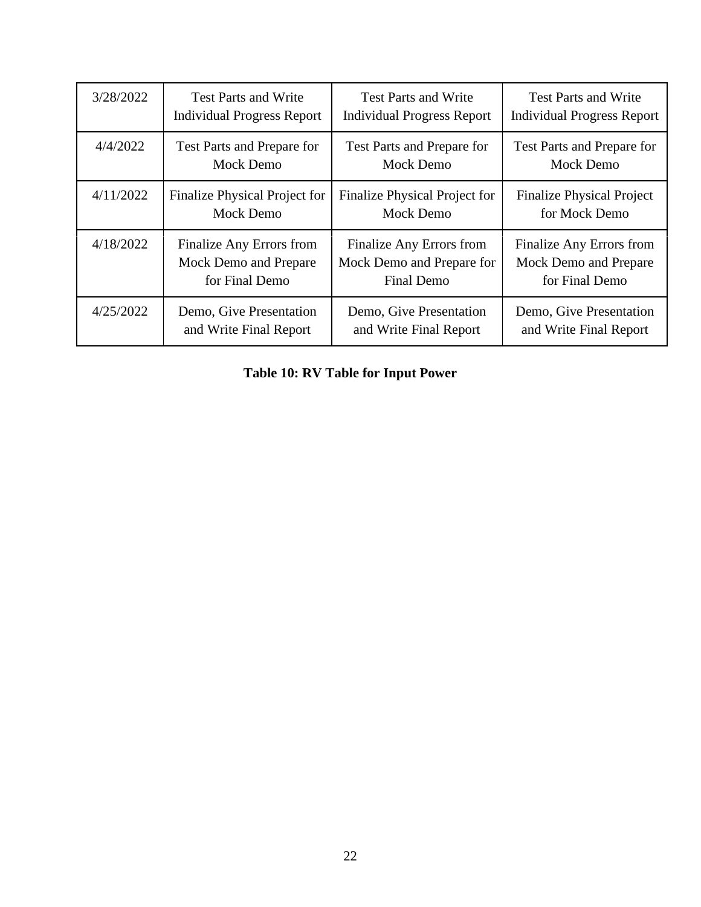| 3/28/2022 | Test Parts and Write Individual Progress Report | Test Parts and Write Individual Progress Report | Test Parts and Write Individual Progress Report |
|---|---|---|---|
| 4/4/2022 | Test Parts and Prepare for Mock Demo | Test Parts and Prepare for Mock Demo | Test Parts and Prepare for Mock Demo |
| 4/11/2022 | Finalize Physical Project for Mock Demo | Finalize Physical Project for Mock Demo | Finalize Physical Project for Mock Demo |
| 4/18/2022 | Finalize Any Errors from Mock Demo and Prepare for Final Demo | Finalize Any Errors from Mock Demo and Prepare for Final Demo | Finalize Any Errors from Mock Demo and Prepare for Final Demo |
| 4/25/2022 | Demo, Give Presentation and Write Final Report | Demo, Give Presentation and Write Final Report | Demo, Give Presentation and Write Final Report |

**Table 10: RV Table for Input Power**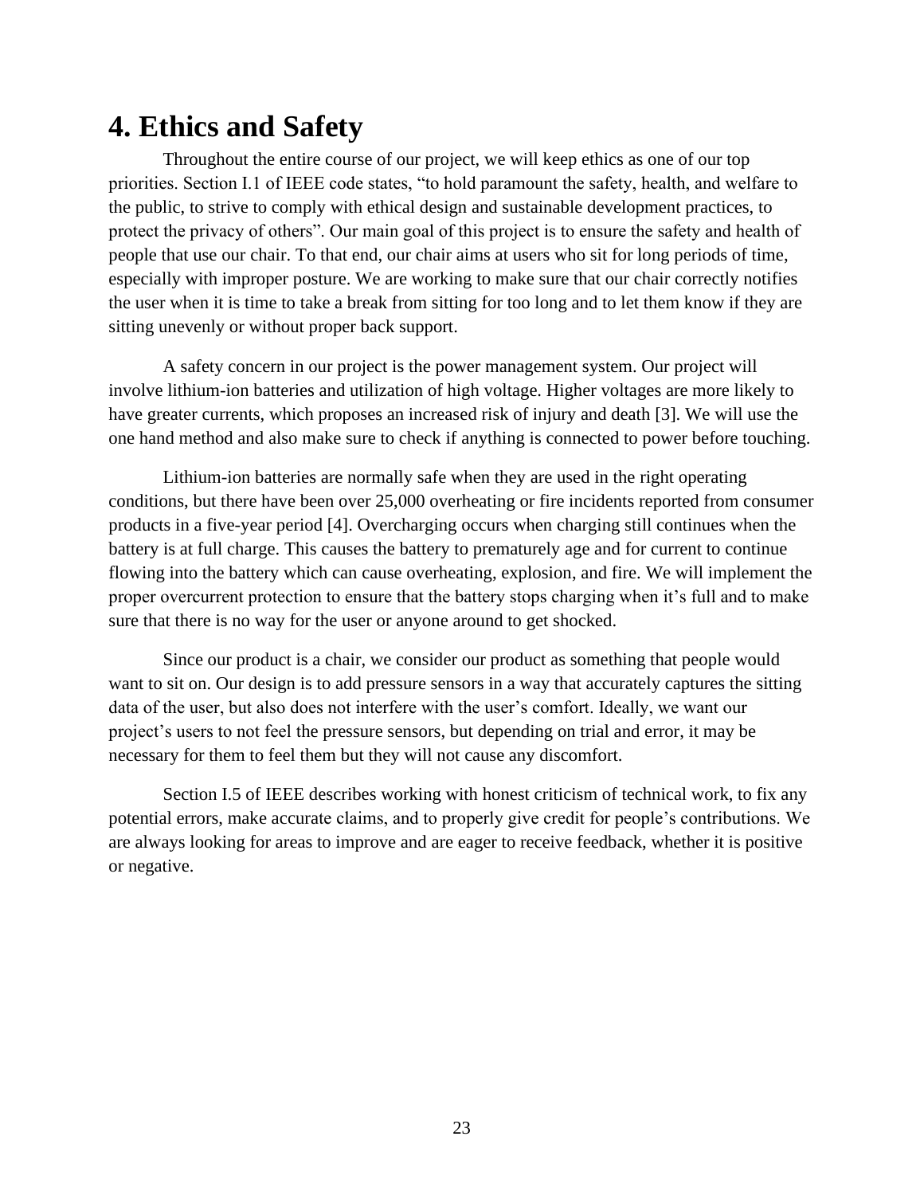# 4. Ethics and Safety

Throughout the entire course of our project, we will keep ethics as one of our top priorities. Section I.1 of IEEE code states, "to hold paramount the safety, health, and welfare to the public, to strive to comply with ethical design and sustainable development practices, to protect the privacy of others". Our main goal of this project is to ensure the safety and health of people that use our chair. To that end, our chair aims at users who sit for long periods of time, especially with improper posture. We are working to make sure that our chair correctly notifies the user when it is time to take a break from sitting for too long and to let them know if they are sitting unevenly or without proper back support.

A safety concern in our project is the power management system. Our project will involve lithium-ion batteries and utilization of high voltage. Higher voltages are more likely to have greater currents, which proposes an increased risk of injury and death [3]. We will use the one hand method and also make sure to check if anything is connected to power before touching.

Lithium-ion batteries are normally safe when they are used in the right operating conditions, but there have been over 25,000 overheating or fire incidents reported from consumer products in a five-year period [4]. Overcharging occurs when charging still continues when the battery is at full charge. This causes the battery to prematurely age and for current to continue flowing into the battery which can cause overheating, explosion, and fire. We will implement the proper overcurrent protection to ensure that the battery stops charging when it's full and to make sure that there is no way for the user or anyone around to get shocked.

Since our product is a chair, we consider our product as something that people would want to sit on. Our design is to add pressure sensors in a way that accurately captures the sitting data of the user, but also does not interfere with the user's comfort. Ideally, we want our project's users to not feel the pressure sensors, but depending on trial and error, it may be necessary for them to feel them but they will not cause any discomfort.

Section I.5 of IEEE describes working with honest criticism of technical work, to fix any potential errors, make accurate claims, and to properly give credit for people's contributions. We are always looking for areas to improve and are eager to receive feedback, whether it is positive or negative.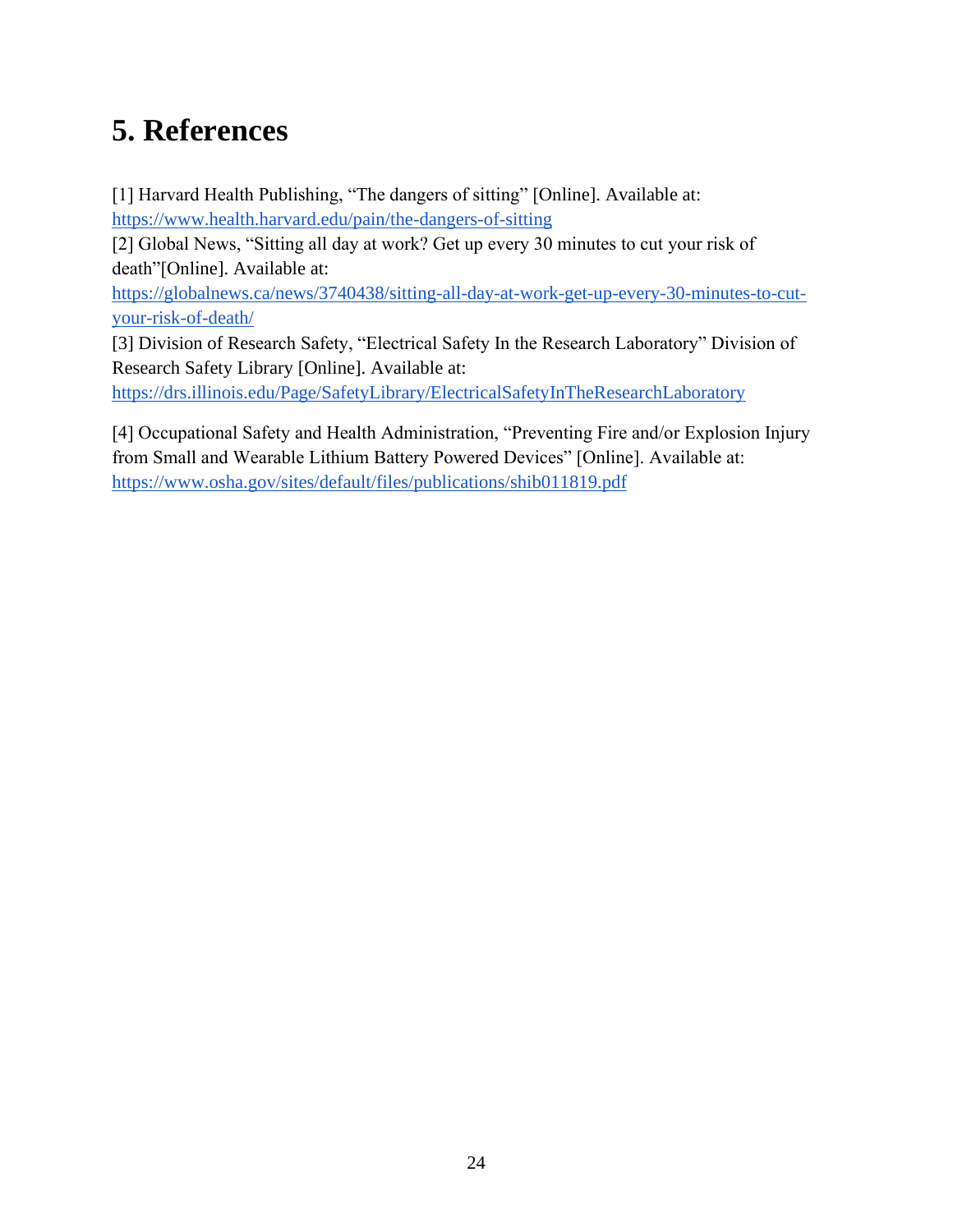# 5. References

[1] Harvard Health Publishing, “The dangers of sitting” [Online]. Available at: https://www.health.harvard.edu/pain/the-dangers-of-sitting

[2] Global News, “Sitting all day at work? Get up every 30 minutes to cut your risk of death”[Online]. Available at: https://globalnews.ca/news/3740438/sitting-all-day-at-work-get-up-every-30-minutes-to-cut-your-risk-of-death/

[3] Division of Research Safety, “Electrical Safety In the Research Laboratory” Division of Research Safety Library [Online]. Available at: https://drs.illinois.edu/Page/SafetyLibrary/ElectricalSafetyInTheResearchLaboratory

[4] Occupational Safety and Health Administration, “Preventing Fire and/or Explosion Injury from Small and Wearable Lithium Battery Powered Devices” [Online]. Available at: https://www.osha.gov/sites/default/files/publications/shib011819.pdf